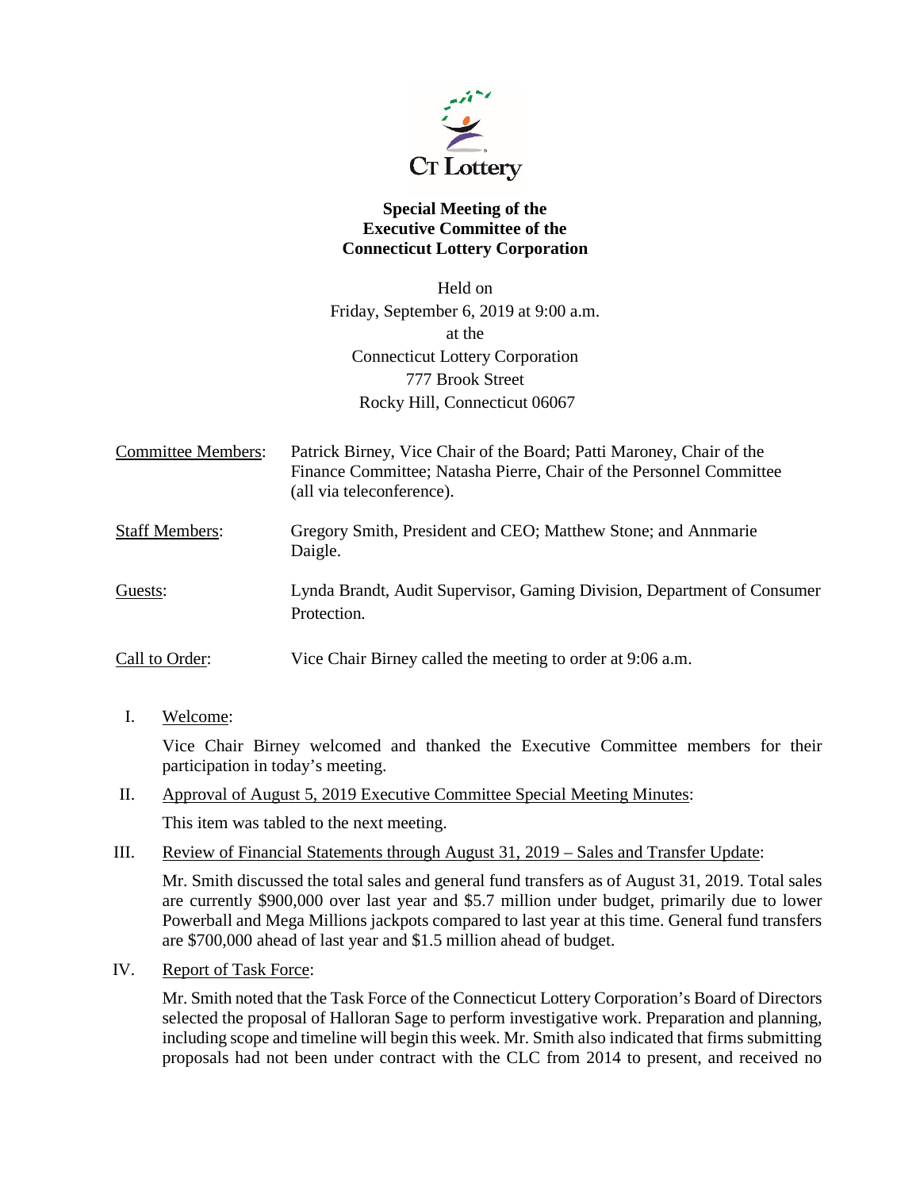**Special Meeting of the**
**Executive Committee of the**
**Connecticut Lottery Corporation**

Held on
Friday, September 6, 2019 at 9:00 a.m.
at the
Connecticut Lottery Corporation
777 Brook Street
Rocky Hill, Connecticut 06067

Committee Members: Patrick Birney, Vice Chair of the Board; Patti Maroney, Chair of the Finance Committee; Natasha Pierre, Chair of the Personnel Committee (all via teleconference).

Staff Members: Gregory Smith, President and CEO; Matthew Stone; and Annmarie Daigle.

Guests: Lynda Brandt, Audit Supervisor, Gaming Division, Department of Consumer Protection.

Call to Order: Vice Chair Birney called the meeting to order at 9:06 a.m.

I. Welcome:

Vice Chair Birney welcomed and thanked the Executive Committee members for their participation in today's meeting.

II. Approval of August 5, 2019 Executive Committee Special Meeting Minutes:

This item was tabled to the next meeting.

III. Review of Financial Statements through August 31, 2019 – Sales and Transfer Update:

Mr. Smith discussed the total sales and general fund transfers as of August 31, 2019. Total sales are currently $900,000 over last year and $5.7 million under budget, primarily due to lower Powerball and Mega Millions jackpots compared to last year at this time. General fund transfers are $700,000 ahead of last year and $1.5 million ahead of budget.

IV. Report of Task Force:

Mr. Smith noted that the Task Force of the Connecticut Lottery Corporation's Board of Directors selected the proposal of Halloran Sage to perform investigative work. Preparation and planning, including scope and timeline will begin this week. Mr. Smith also indicated that firms submitting proposals had not been under contract with the CLC from 2014 to present, and received no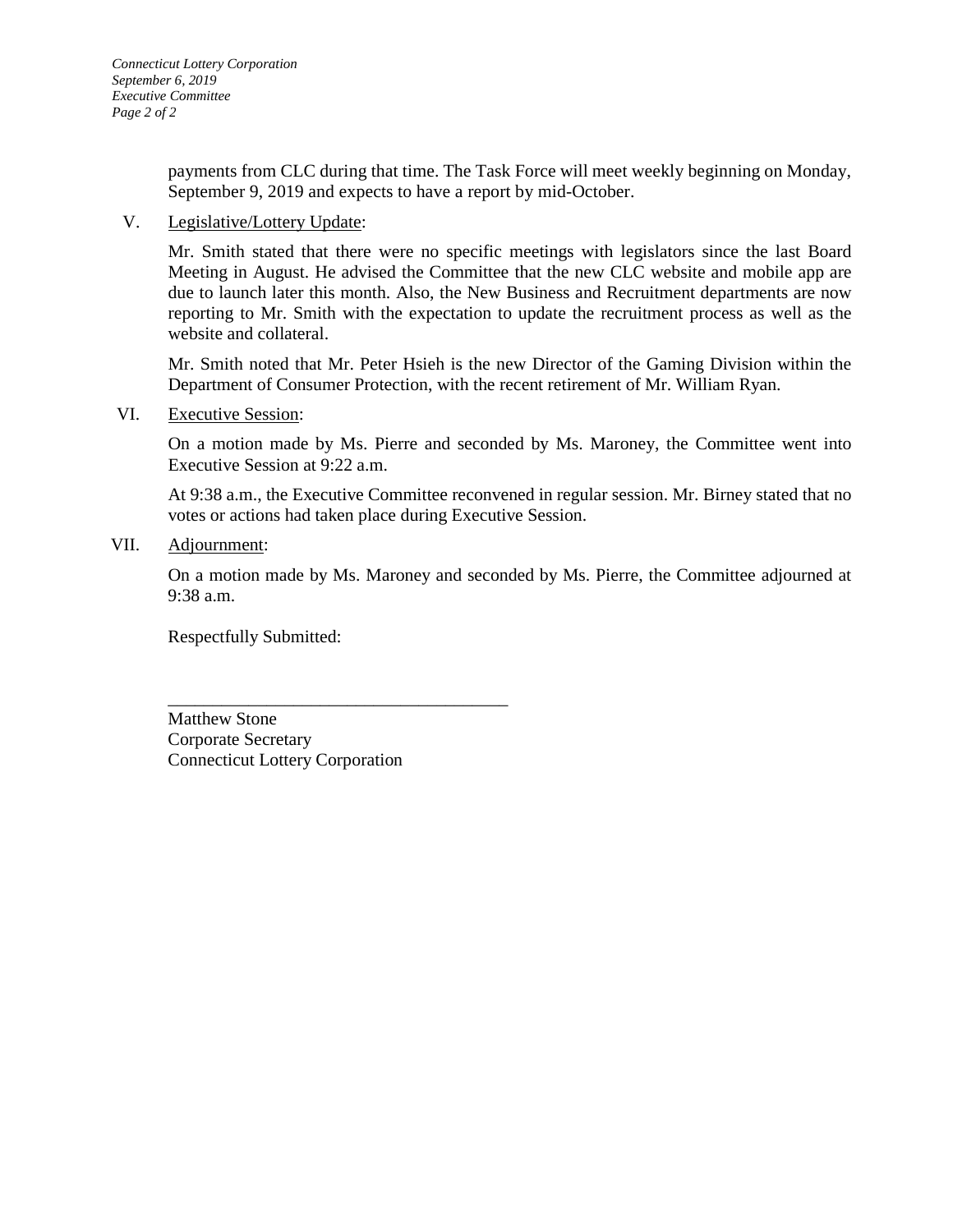payments from CLC during that time. The Task Force will meet weekly beginning on Monday, September 9, 2019 and expects to have a report by mid-October.

V. Legislative/Lottery Update:

Mr. Smith stated that there were no specific meetings with legislators since the last Board Meeting in August. He advised the Committee that the new CLC website and mobile app are due to launch later this month. Also, the New Business and Recruitment departments are now reporting to Mr. Smith with the expectation to update the recruitment process as well as the website and collateral.

Mr. Smith noted that Mr. Peter Hsieh is the new Director of the Gaming Division within the Department of Consumer Protection, with the recent retirement of Mr. William Ryan.

VI. Executive Session:

On a motion made by Ms. Pierre and seconded by Ms. Maroney, the Committee went into Executive Session at 9:22 a.m.

At 9:38 a.m., the Executive Committee reconvened in regular session. Mr. Birney stated that no votes or actions had taken place during Executive Session.

VII. Adjournment:

On a motion made by Ms. Maroney and seconded by Ms. Pierre, the Committee adjourned at 9:38 a.m.

Respectfully Submitted:

_______________________________________

Matthew Stone
Corporate Secretary
Connecticut Lottery Corporation